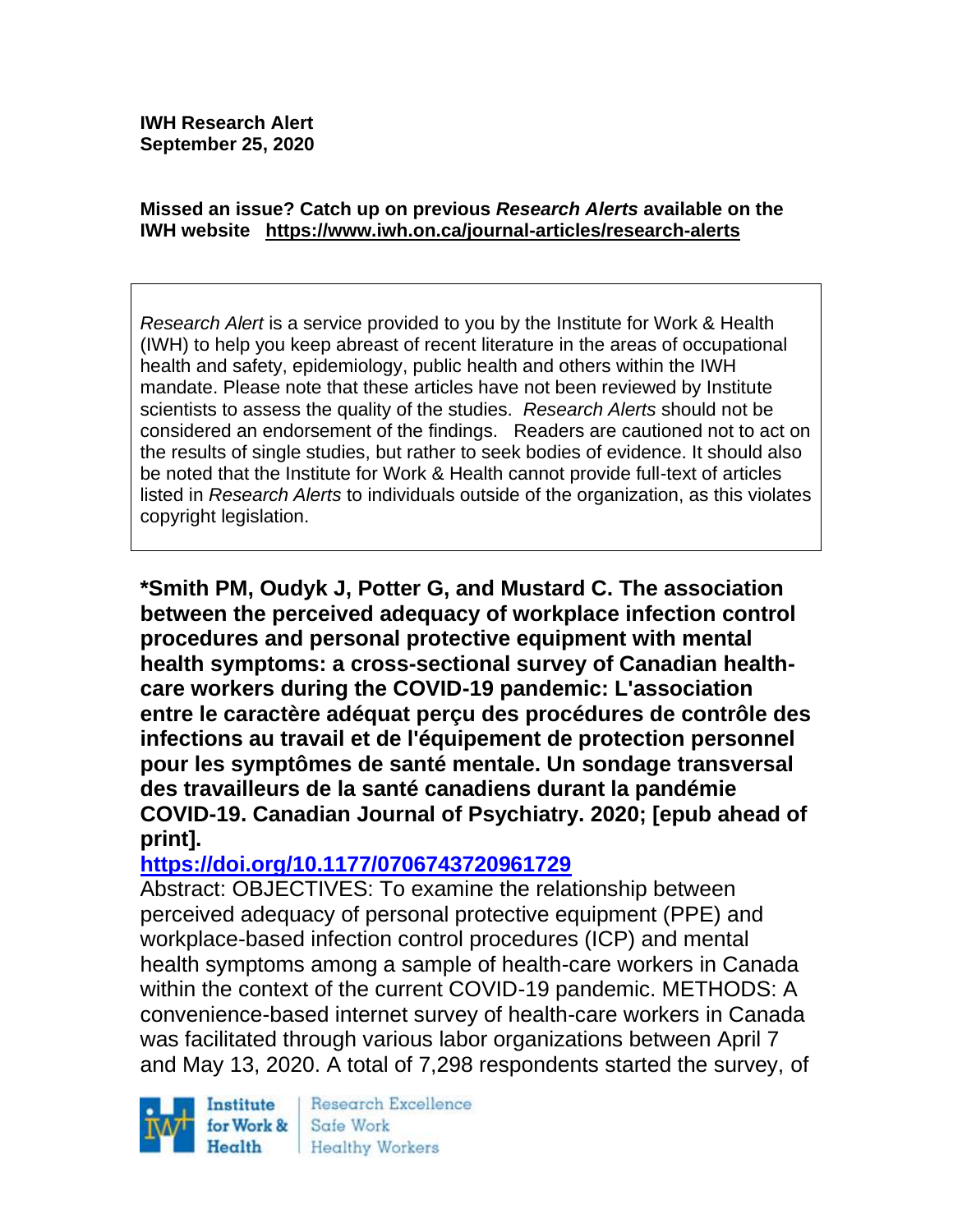**IWH Research Alert**
**September 25, 2020**

**Missed an issue? Catch up on previous *Research Alerts* available on the IWH website https://www.iwh.on.ca/journal-articles/research-alerts**

*Research Alert* is a service provided to you by the Institute for Work & Health (IWH) to help you keep abreast of recent literature in the areas of occupational health and safety, epidemiology, public health and others within the IWH mandate. Please note that these articles have not been reviewed by Institute scientists to assess the quality of the studies. *Research Alerts* should not be considered an endorsement of the findings. Readers are cautioned not to act on the results of single studies, but rather to seek bodies of evidence. It should also be noted that the Institute for Work & Health cannot provide full-text of articles listed in *Research Alerts* to individuals outside of the organization, as this violates copyright legislation.

**\*Smith PM, Oudyk J, Potter G, and Mustard C. The association between the perceived adequacy of workplace infection control procedures and personal protective equipment with mental health symptoms: a cross-sectional survey of Canadian health-care workers during the COVID-19 pandemic: L'association entre le caractère adéquat perçu des procédures de contrôle des infections au travail et de l'équipement de protection personnel pour les symptômes de santé mentale. Un sondage transversal des travailleurs de la santé canadiens durant la pandémie COVID-19. Canadian Journal of Psychiatry. 2020; [epub ahead of print].**

**https://doi.org/10.1177/0706743720961729**

Abstract: OBJECTIVES: To examine the relationship between perceived adequacy of personal protective equipment (PPE) and workplace-based infection control procedures (ICP) and mental health symptoms among a sample of health-care workers in Canada within the context of the current COVID-19 pandemic. METHODS: A convenience-based internet survey of health-care workers in Canada was facilitated through various labor organizations between April 7 and May 13, 2020. A total of 7,298 respondents started the survey, of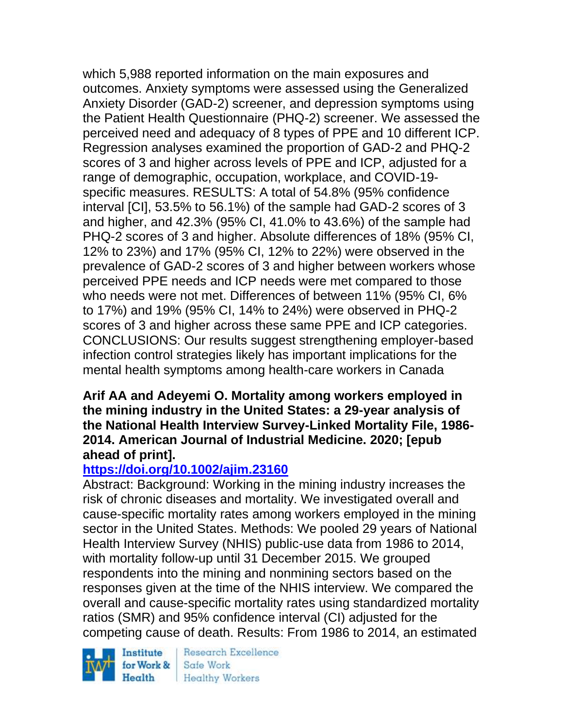which 5,988 reported information on the main exposures and outcomes. Anxiety symptoms were assessed using the Generalized Anxiety Disorder (GAD-2) screener, and depression symptoms using the Patient Health Questionnaire (PHQ-2) screener. We assessed the perceived need and adequacy of 8 types of PPE and 10 different ICP. Regression analyses examined the proportion of GAD-2 and PHQ-2 scores of 3 and higher across levels of PPE and ICP, adjusted for a range of demographic, occupation, workplace, and COVID-19-specific measures. RESULTS: A total of 54.8% (95% confidence interval [CI], 53.5% to 56.1%) of the sample had GAD-2 scores of 3 and higher, and 42.3% (95% CI, 41.0% to 43.6%) of the sample had PHQ-2 scores of 3 and higher. Absolute differences of 18% (95% CI, 12% to 23%) and 17% (95% CI, 12% to 22%) were observed in the prevalence of GAD-2 scores of 3 and higher between workers whose perceived PPE needs and ICP needs were met compared to those who needs were not met. Differences of between 11% (95% CI, 6% to 17%) and 19% (95% CI, 14% to 24%) were observed in PHQ-2 scores of 3 and higher across these same PPE and ICP categories. CONCLUSIONS: Our results suggest strengthening employer-based infection control strategies likely has important implications for the mental health symptoms among health-care workers in Canada

**Arif AA and Adeyemi O. Mortality among workers employed in the mining industry in the United States: a 29-year analysis of the National Health Interview Survey-Linked Mortality File, 1986-2014. American Journal of Industrial Medicine. 2020; [epub ahead of print].**
**https://doi.org/10.1002/ajim.23160**

Abstract: Background: Working in the mining industry increases the risk of chronic diseases and mortality. We investigated overall and cause-specific mortality rates among workers employed in the mining sector in the United States. Methods: We pooled 29 years of National Health Interview Survey (NHIS) public-use data from 1986 to 2014, with mortality follow-up until 31 December 2015. We grouped respondents into the mining and nonmining sectors based on the responses given at the time of the NHIS interview. We compared the overall and cause-specific mortality rates using standardized mortality ratios (SMR) and 95% confidence interval (CI) adjusted for the competing cause of death. Results: From 1986 to 2014, an estimated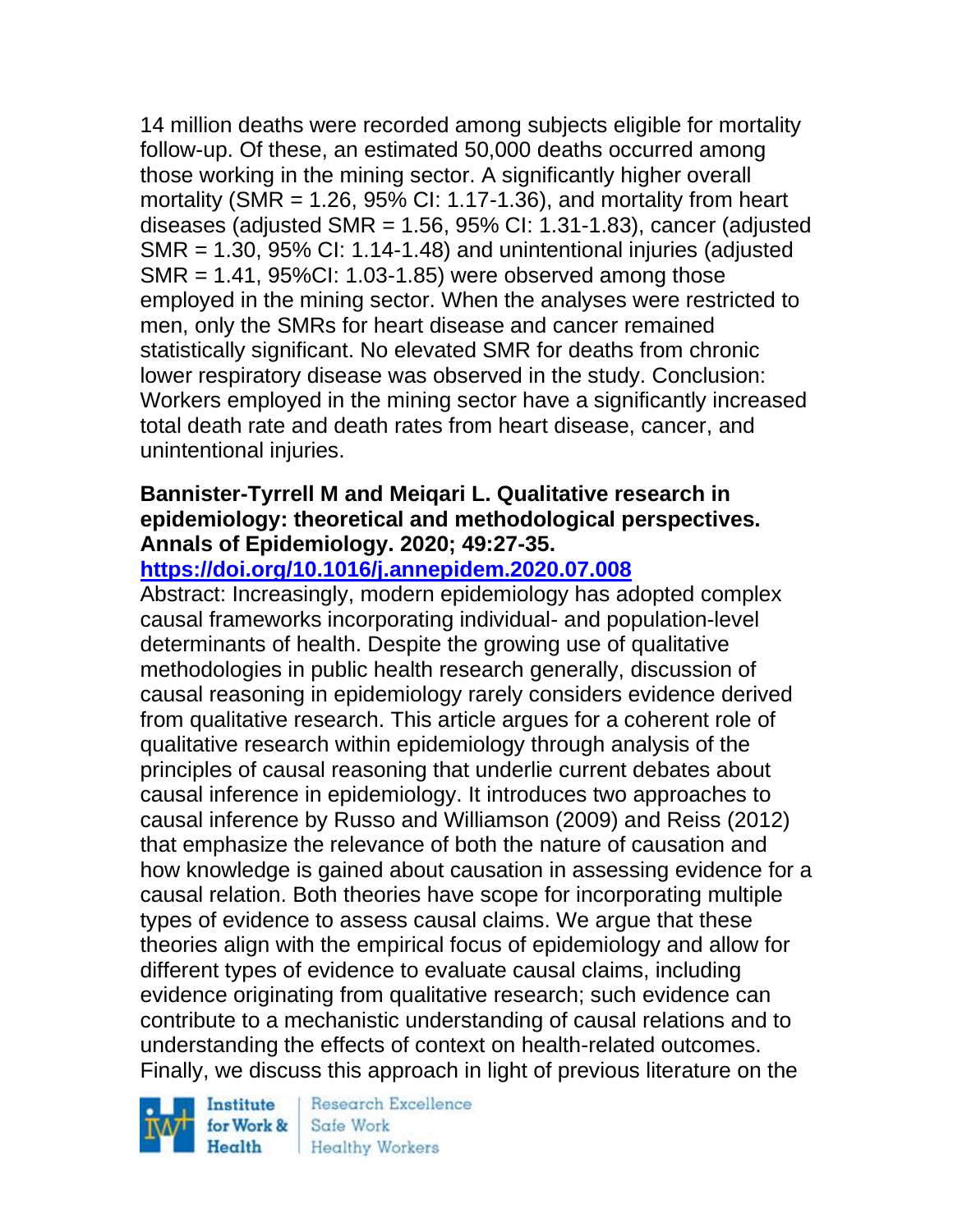14 million deaths were recorded among subjects eligible for mortality follow-up. Of these, an estimated 50,000 deaths occurred among those working in the mining sector. A significantly higher overall mortality (SMR = 1.26, 95% CI: 1.17-1.36), and mortality from heart diseases (adjusted SMR = 1.56, 95% CI: 1.31-1.83), cancer (adjusted SMR = 1.30, 95% CI: 1.14-1.48) and unintentional injuries (adjusted SMR = 1.41, 95%CI: 1.03-1.85) were observed among those employed in the mining sector. When the analyses were restricted to men, only the SMRs for heart disease and cancer remained statistically significant. No elevated SMR for deaths from chronic lower respiratory disease was observed in the study. Conclusion: Workers employed in the mining sector have a significantly increased total death rate and death rates from heart disease, cancer, and unintentional injuries.

**Bannister-Tyrrell M and Meiqari L. Qualitative research in epidemiology: theoretical and methodological perspectives. Annals of Epidemiology. 2020; 49:27-35.**

**https://doi.org/10.1016/j.annepidem.2020.07.008**

Abstract: Increasingly, modern epidemiology has adopted complex causal frameworks incorporating individual- and population-level determinants of health. Despite the growing use of qualitative methodologies in public health research generally, discussion of causal reasoning in epidemiology rarely considers evidence derived from qualitative research. This article argues for a coherent role of qualitative research within epidemiology through analysis of the principles of causal reasoning that underlie current debates about causal inference in epidemiology. It introduces two approaches to causal inference by Russo and Williamson (2009) and Reiss (2012) that emphasize the relevance of both the nature of causation and how knowledge is gained about causation in assessing evidence for a causal relation. Both theories have scope for incorporating multiple types of evidence to assess causal claims. We argue that these theories align with the empirical focus of epidemiology and allow for different types of evidence to evaluate causal claims, including evidence originating from qualitative research; such evidence can contribute to a mechanistic understanding of causal relations and to understanding the effects of context on health-related outcomes. Finally, we discuss this approach in light of previous literature on the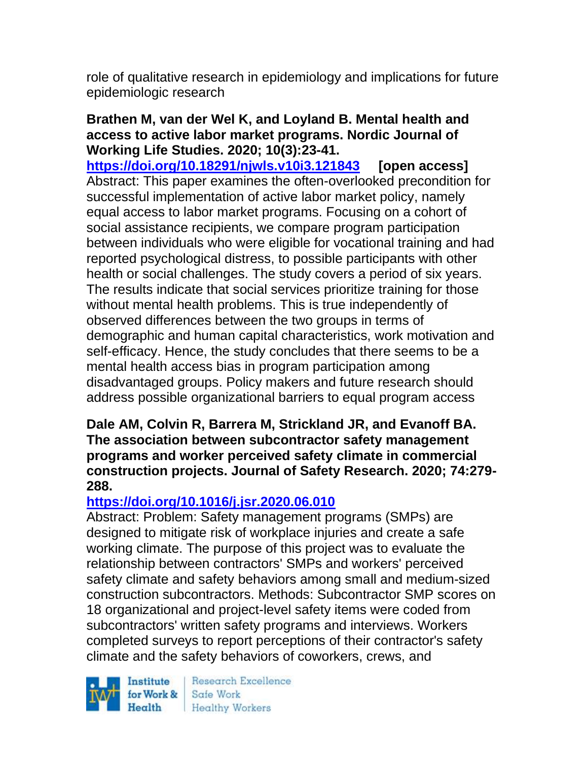role of qualitative research in epidemiology and implications for future epidemiologic research

**Brathen M, van der Wel K, and Loyland B. Mental health and access to active labor market programs. Nordic Journal of Working Life Studies. 2020; 10(3):23-41.**
**https://doi.org/10.18291/njwls.v10i3.121843 [open access]**
Abstract: This paper examines the often-overlooked precondition for successful implementation of active labor market policy, namely equal access to labor market programs. Focusing on a cohort of social assistance recipients, we compare program participation between individuals who were eligible for vocational training and had reported psychological distress, to possible participants with other health or social challenges. The study covers a period of six years. The results indicate that social services prioritize training for those without mental health problems. This is true independently of observed differences between the two groups in terms of demographic and human capital characteristics, work motivation and self-efficacy. Hence, the study concludes that there seems to be a mental health access bias in program participation among disadvantaged groups. Policy makers and future research should address possible organizational barriers to equal program access

**Dale AM, Colvin R, Barrera M, Strickland JR, and Evanoff BA. The association between subcontractor safety management programs and worker perceived safety climate in commercial construction projects. Journal of Safety Research. 2020; 74:279-288.**
**https://doi.org/10.1016/j.jsr.2020.06.010**
Abstract: Problem: Safety management programs (SMPs) are designed to mitigate risk of workplace injuries and create a safe working climate. The purpose of this project was to evaluate the relationship between contractors' SMPs and workers' perceived safety climate and safety behaviors among small and medium-sized construction subcontractors. Methods: Subcontractor SMP scores on 18 organizational and project-level safety items were coded from subcontractors' written safety programs and interviews. Workers completed surveys to report perceptions of their contractor's safety climate and the safety behaviors of coworkers, crews, and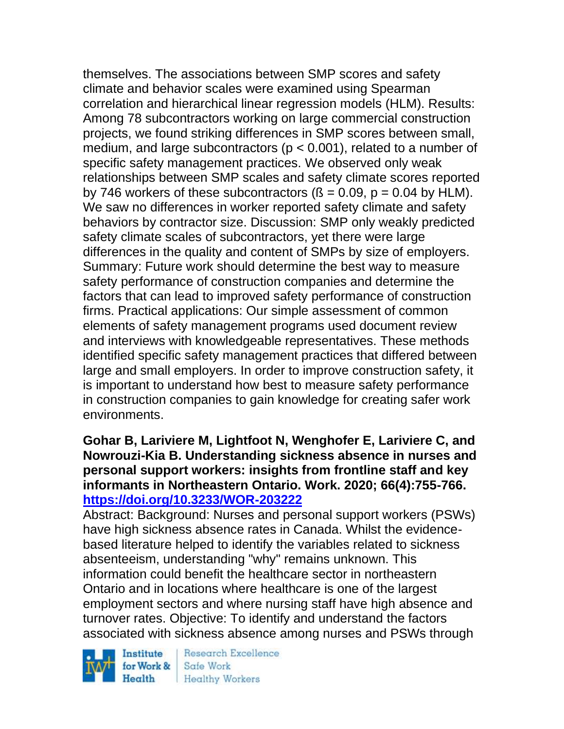themselves. The associations between SMP scores and safety climate and behavior scales were examined using Spearman correlation and hierarchical linear regression models (HLM). Results: Among 78 subcontractors working on large commercial construction projects, we found striking differences in SMP scores between small, medium, and large subcontractors ($p < 0.001$), related to a number of specific safety management practices. We observed only weak relationships between SMP scales and safety climate scores reported by 746 workers of these subcontractors ($\beta = 0.09$, $p = 0.04$ by HLM). We saw no differences in worker reported safety climate and safety behaviors by contractor size. Discussion: SMP only weakly predicted safety climate scales of subcontractors, yet there were large differences in the quality and content of SMPs by size of employers. Summary: Future work should determine the best way to measure safety performance of construction companies and determine the factors that can lead to improved safety performance of construction firms. Practical applications: Our simple assessment of common elements of safety management programs used document review and interviews with knowledgeable representatives. These methods identified specific safety management practices that differed between large and small employers. In order to improve construction safety, it is important to understand how best to measure safety performance in construction companies to gain knowledge for creating safer work environments.

**Gohar B, Lariviere M, Lightfoot N, Wenghofer E, Lariviere C, and Nowrouzi-Kia B. Understanding sickness absence in nurses and personal support workers: insights from frontline staff and key informants in Northeastern Ontario. Work. 2020; 66(4):755-766. https://doi.org/10.3233/WOR-203222**

Abstract: Background: Nurses and personal support workers (PSWs) have high sickness absence rates in Canada. Whilst the evidence-based literature helped to identify the variables related to sickness absenteeism, understanding "why" remains unknown. This information could benefit the healthcare sector in northeastern Ontario and in locations where healthcare is one of the largest employment sectors and where nursing staff have high absence and turnover rates. Objective: To identify and understand the factors associated with sickness absence among nurses and PSWs through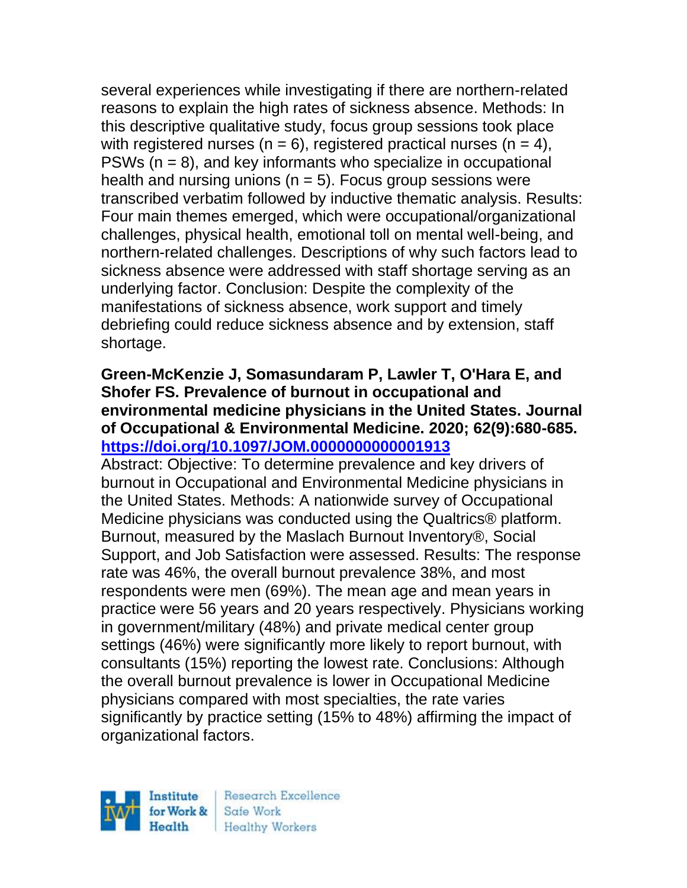several experiences while investigating if there are northern-related reasons to explain the high rates of sickness absence. Methods: In this descriptive qualitative study, focus group sessions took place with registered nurses (n = 6), registered practical nurses (n = 4), PSWs (n = 8), and key informants who specialize in occupational health and nursing unions (n = 5). Focus group sessions were transcribed verbatim followed by inductive thematic analysis. Results: Four main themes emerged, which were occupational/organizational challenges, physical health, emotional toll on mental well-being, and northern-related challenges. Descriptions of why such factors lead to sickness absence were addressed with staff shortage serving as an underlying factor. Conclusion: Despite the complexity of the manifestations of sickness absence, work support and timely debriefing could reduce sickness absence and by extension, staff shortage.

**Green-McKenzie J, Somasundaram P, Lawler T, O'Hara E, and Shofer FS. Prevalence of burnout in occupational and environmental medicine physicians in the United States. Journal of Occupational & Environmental Medicine. 2020; 62(9):680-685. [https://doi.org/10.1097/JOM.0000000000001913](https://doi.org/10.1097/JOM.0000000000001913)**

Abstract: Objective: To determine prevalence and key drivers of burnout in Occupational and Environmental Medicine physicians in the United States. Methods: A nationwide survey of Occupational Medicine physicians was conducted using the Qualtrics® platform. Burnout, measured by the Maslach Burnout Inventory®, Social Support, and Job Satisfaction were assessed. Results: The response rate was 46%, the overall burnout prevalence 38%, and most respondents were men (69%). The mean age and mean years in practice were 56 years and 20 years respectively. Physicians working in government/military (48%) and private medical center group settings (46%) were significantly more likely to report burnout, with consultants (15%) reporting the lowest rate. Conclusions: Although the overall burnout prevalence is lower in Occupational Medicine physicians compared with most specialties, the rate varies significantly by practice setting (15% to 48%) affirming the impact of organizational factors.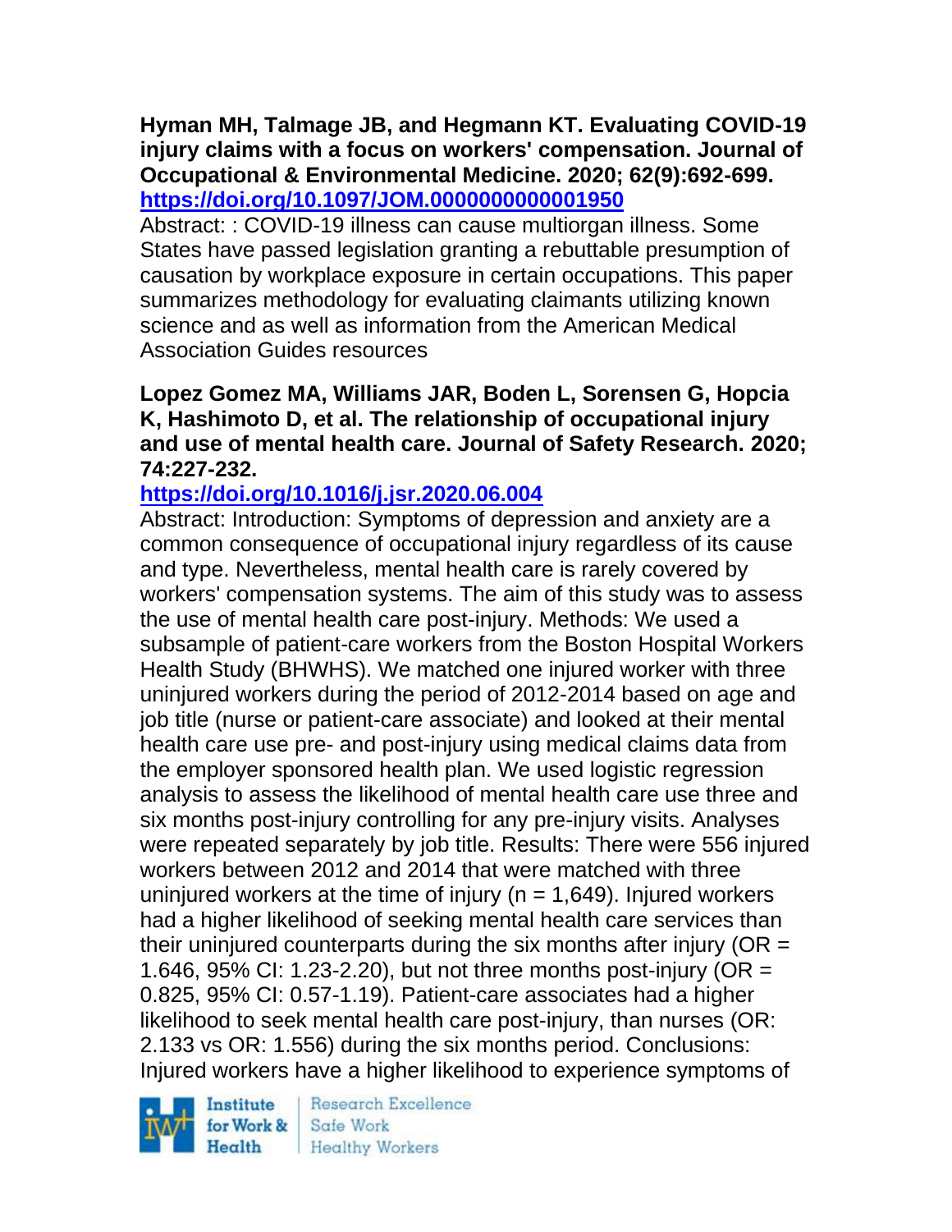**Hyman MH, Talmage JB, and Hegmann KT. Evaluating COVID-19 injury claims with a focus on workers' compensation. Journal of Occupational & Environmental Medicine. 2020; 62(9):692-699. https://doi.org/10.1097/JOM.0000000000001950**

Abstract: : COVID-19 illness can cause multiorgan illness. Some States have passed legislation granting a rebuttable presumption of causation by workplace exposure in certain occupations. This paper summarizes methodology for evaluating claimants utilizing known science and as well as information from the American Medical Association Guides resources

**Lopez Gomez MA, Williams JAR, Boden L, Sorensen G, Hopcia K, Hashimoto D, et al. The relationship of occupational injury and use of mental health care. Journal of Safety Research. 2020; 74:227-232.**

**https://doi.org/10.1016/j.jsr.2020.06.004**

Abstract: Introduction: Symptoms of depression and anxiety are a common consequence of occupational injury regardless of its cause and type. Nevertheless, mental health care is rarely covered by workers' compensation systems. The aim of this study was to assess the use of mental health care post-injury. Methods: We used a subsample of patient-care workers from the Boston Hospital Workers Health Study (BHWHS). We matched one injured worker with three uninjured workers during the period of 2012-2014 based on age and job title (nurse or patient-care associate) and looked at their mental health care use pre- and post-injury using medical claims data from the employer sponsored health plan. We used logistic regression analysis to assess the likelihood of mental health care use three and six months post-injury controlling for any pre-injury visits. Analyses were repeated separately by job title. Results: There were 556 injured workers between 2012 and 2014 that were matched with three uninjured workers at the time of injury (n = 1,649). Injured workers had a higher likelihood of seeking mental health care services than their uninjured counterparts during the six months after injury (OR = 1.646, 95% CI: 1.23-2.20), but not three months post-injury (OR = 0.825, 95% CI: 0.57-1.19). Patient-care associates had a higher likelihood to seek mental health care post-injury, than nurses (OR: 2.133 vs OR: 1.556) during the six months period. Conclusions: Injured workers have a higher likelihood to experience symptoms of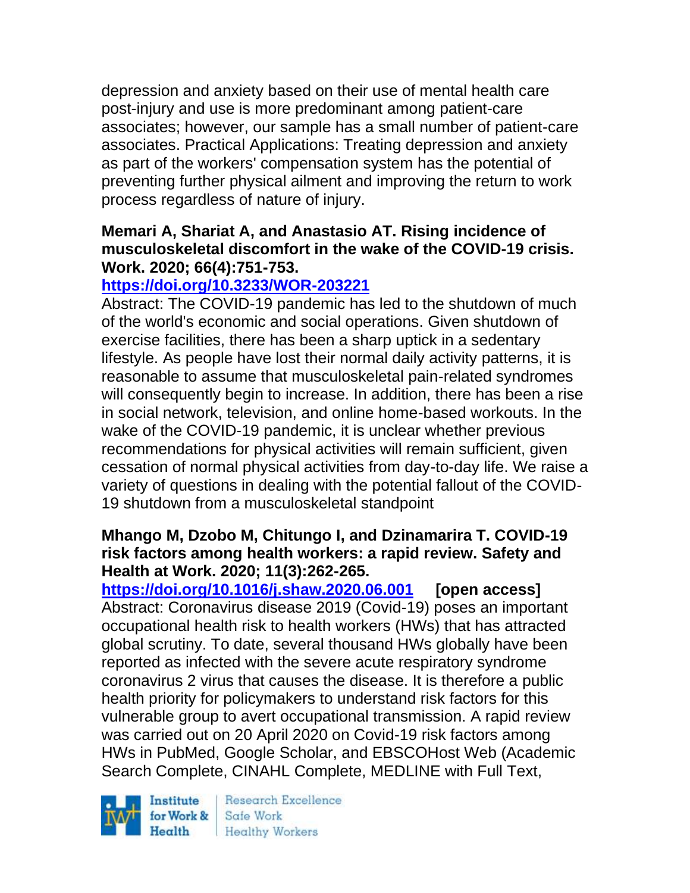depression and anxiety based on their use of mental health care post-injury and use is more predominant among patient-care associates; however, our sample has a small number of patient-care associates. Practical Applications: Treating depression and anxiety as part of the workers' compensation system has the potential of preventing further physical ailment and improving the return to work process regardless of nature of injury.

**Memari A, Shariat A, and Anastasio AT. Rising incidence of musculoskeletal discomfort in the wake of the COVID-19 crisis. Work. 2020; 66(4):751-753.**
**https://doi.org/10.3233/WOR-203221**
Abstract: The COVID-19 pandemic has led to the shutdown of much of the world's economic and social operations. Given shutdown of exercise facilities, there has been a sharp uptick in a sedentary lifestyle. As people have lost their normal daily activity patterns, it is reasonable to assume that musculoskeletal pain-related syndromes will consequently begin to increase. In addition, there has been a rise in social network, television, and online home-based workouts. In the wake of the COVID-19 pandemic, it is unclear whether previous recommendations for physical activities will remain sufficient, given cessation of normal physical activities from day-to-day life. We raise a variety of questions in dealing with the potential fallout of the COVID-19 shutdown from a musculoskeletal standpoint

**Mhango M, Dzobo M, Chitungo I, and Dzinamarira T. COVID-19 risk factors among health workers: a rapid review. Safety and Health at Work. 2020; 11(3):262-265.**
**https://doi.org/10.1016/j.shaw.2020.06.001 [open access]**
Abstract: Coronavirus disease 2019 (Covid-19) poses an important occupational health risk to health workers (HWs) that has attracted global scrutiny. To date, several thousand HWs globally have been reported as infected with the severe acute respiratory syndrome coronavirus 2 virus that causes the disease. It is therefore a public health priority for policymakers to understand risk factors for this vulnerable group to avert occupational transmission. A rapid review was carried out on 20 April 2020 on Covid-19 risk factors among HWs in PubMed, Google Scholar, and EBSCOHost Web (Academic Search Complete, CINAHL Complete, MEDLINE with Full Text,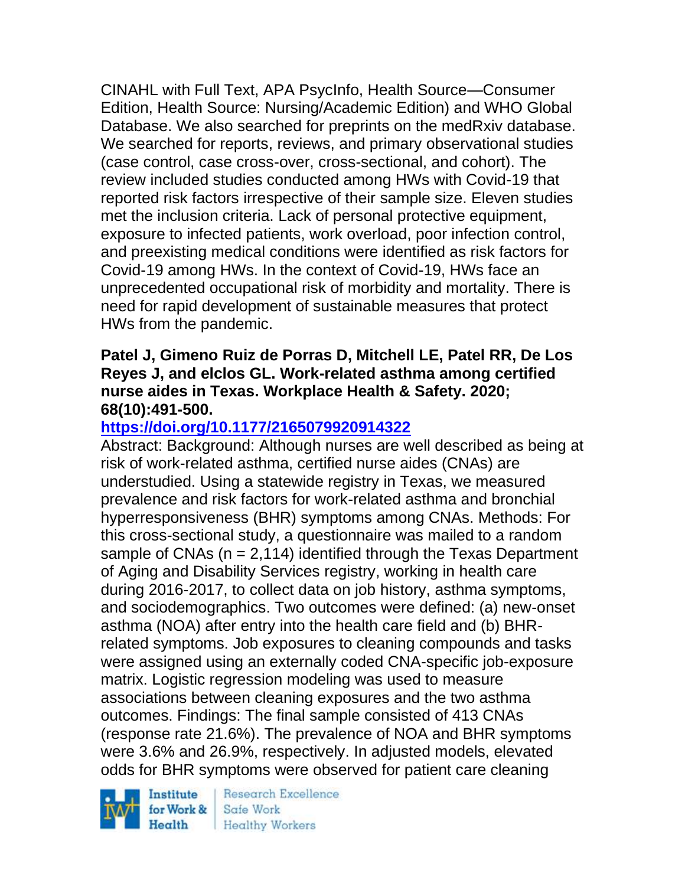CINAHL with Full Text, APA PsycInfo, Health Source—Consumer Edition, Health Source: Nursing/Academic Edition) and WHO Global Database. We also searched for preprints on the medRxiv database. We searched for reports, reviews, and primary observational studies (case control, case cross-over, cross-sectional, and cohort). The review included studies conducted among HWs with Covid-19 that reported risk factors irrespective of their sample size. Eleven studies met the inclusion criteria. Lack of personal protective equipment, exposure to infected patients, work overload, poor infection control, and preexisting medical conditions were identified as risk factors for Covid-19 among HWs. In the context of Covid-19, HWs face an unprecedented occupational risk of morbidity and mortality. There is need for rapid development of sustainable measures that protect HWs from the pandemic.

**Patel J, Gimeno Ruiz de Porras D, Mitchell LE, Patel RR, De Los Reyes J, and elclos GL. Work-related asthma among certified nurse aides in Texas. Workplace Health & Safety. 2020; 68(10):491-500.**

**https://doi.org/10.1177/2165079920914322**

Abstract: Background: Although nurses are well described as being at risk of work-related asthma, certified nurse aides (CNAs) are understudied. Using a statewide registry in Texas, we measured prevalence and risk factors for work-related asthma and bronchial hyperresponsiveness (BHR) symptoms among CNAs. Methods: For this cross-sectional study, a questionnaire was mailed to a random sample of CNAs (n = 2,114) identified through the Texas Department of Aging and Disability Services registry, working in health care during 2016-2017, to collect data on job history, asthma symptoms, and sociodemographics. Two outcomes were defined: (a) new-onset asthma (NOA) after entry into the health care field and (b) BHR-related symptoms. Job exposures to cleaning compounds and tasks were assigned using an externally coded CNA-specific job-exposure matrix. Logistic regression modeling was used to measure associations between cleaning exposures and the two asthma outcomes. Findings: The final sample consisted of 413 CNAs (response rate 21.6%). The prevalence of NOA and BHR symptoms were 3.6% and 26.9%, respectively. In adjusted models, elevated odds for BHR symptoms were observed for patient care cleaning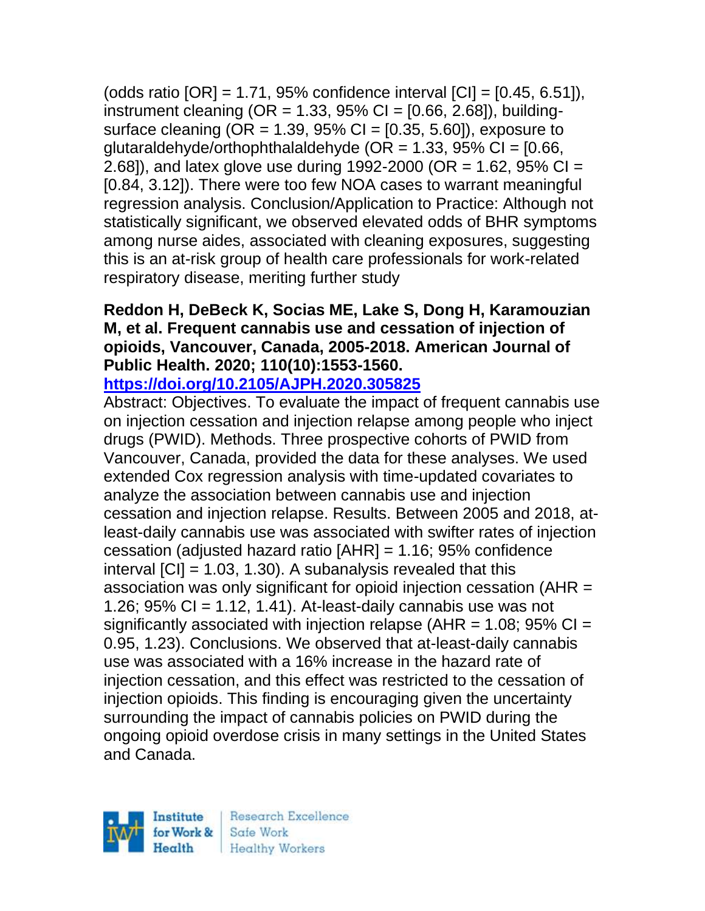(odds ratio [OR] = 1.71, 95% confidence interval [CI] = [0.45, 6.51]), instrument cleaning (OR = 1.33, 95% CI = [0.66, 2.68]), building-surface cleaning (OR = 1.39, 95% CI = [0.35, 5.60]), exposure to glutaraldehyde/orthophthalaldehyde (OR = 1.33, 95% CI = [0.66, 2.68]), and latex glove use during 1992-2000 (OR = 1.62, 95% CI = [0.84, 3.12]). There were too few NOA cases to warrant meaningful regression analysis. Conclusion/Application to Practice: Although not statistically significant, we observed elevated odds of BHR symptoms among nurse aides, associated with cleaning exposures, suggesting this is an at-risk group of health care professionals for work-related respiratory disease, meriting further study

**Reddon H, DeBeck K, Socias ME, Lake S, Dong H, Karamouzian M, et al. Frequent cannabis use and cessation of injection of opioids, Vancouver, Canada, 2005-2018. American Journal of Public Health. 2020; 110(10):1553-1560.**
**https://doi.org/10.2105/AJPH.2020.305825**

Abstract: Objectives. To evaluate the impact of frequent cannabis use on injection cessation and injection relapse among people who inject drugs (PWID). Methods. Three prospective cohorts of PWID from Vancouver, Canada, provided the data for these analyses. We used extended Cox regression analysis with time-updated covariates to analyze the association between cannabis use and injection cessation and injection relapse. Results. Between 2005 and 2018, at-least-daily cannabis use was associated with swifter rates of injection cessation (adjusted hazard ratio [AHR] = 1.16; 95% confidence interval [CI] = 1.03, 1.30). A subanalysis revealed that this association was only significant for opioid injection cessation (AHR = 1.26; 95% CI = 1.12, 1.41). At-least-daily cannabis use was not significantly associated with injection relapse (AHR = 1.08; 95% CI = 0.95, 1.23). Conclusions. We observed that at-least-daily cannabis use was associated with a 16% increase in the hazard rate of injection cessation, and this effect was restricted to the cessation of injection opioids. This finding is encouraging given the uncertainty surrounding the impact of cannabis policies on PWID during the ongoing opioid overdose crisis in many settings in the United States and Canada.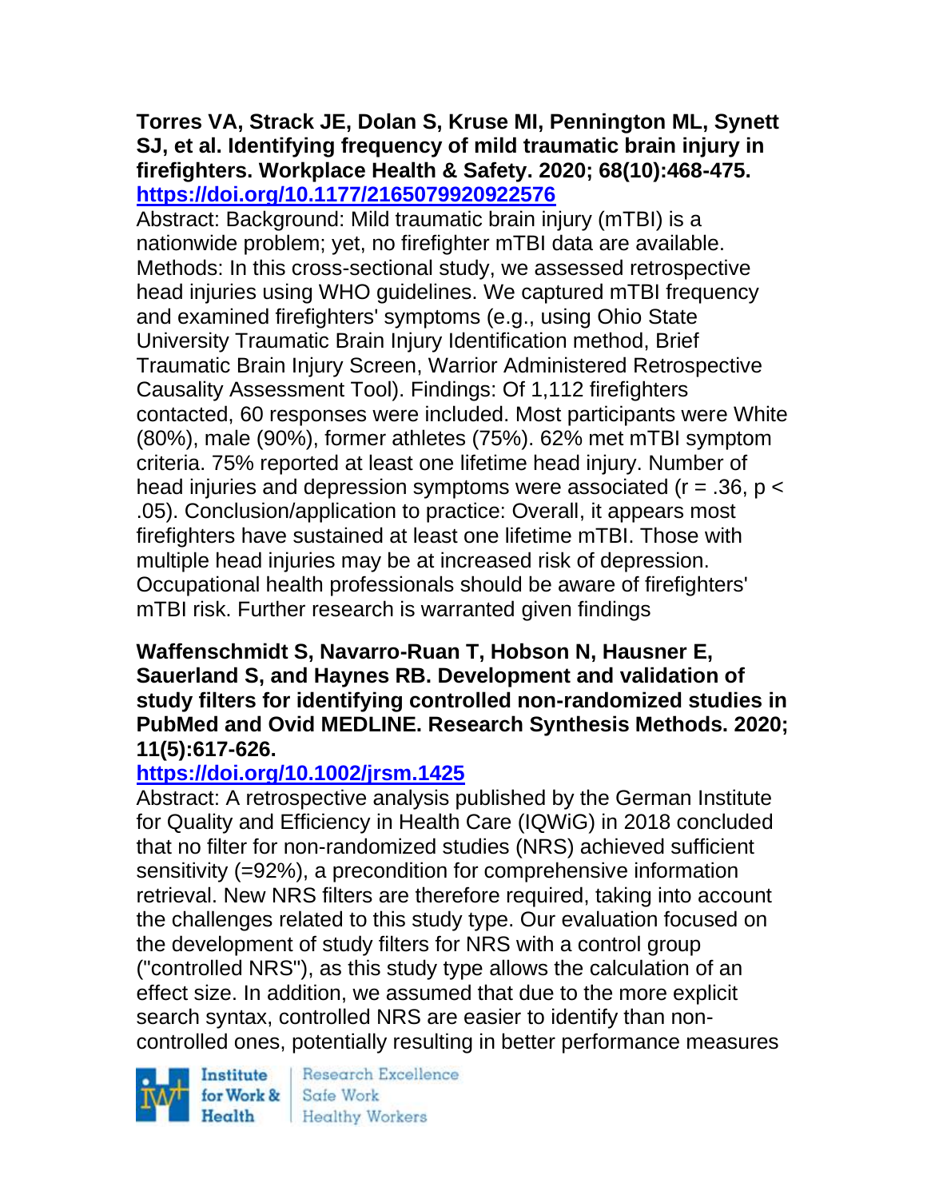**Torres VA, Strack JE, Dolan S, Kruse MI, Pennington ML, Synett SJ, et al. Identifying frequency of mild traumatic brain injury in firefighters. Workplace Health & Safety. 2020; 68(10):468-475. https://doi.org/10.1177/2165079920922576**

Abstract: Background: Mild traumatic brain injury (mTBI) is a nationwide problem; yet, no firefighter mTBI data are available. Methods: In this cross-sectional study, we assessed retrospective head injuries using WHO guidelines. We captured mTBI frequency and examined firefighters' symptoms (e.g., using Ohio State University Traumatic Brain Injury Identification method, Brief Traumatic Brain Injury Screen, Warrior Administered Retrospective Causality Assessment Tool). Findings: Of 1,112 firefighters contacted, 60 responses were included. Most participants were White (80%), male (90%), former athletes (75%). 62% met mTBI symptom criteria. 75% reported at least one lifetime head injury. Number of head injuries and depression symptoms were associated ($r = .36$, $p < .05$). Conclusion/application to practice: Overall, it appears most firefighters have sustained at least one lifetime mTBI. Those with multiple head injuries may be at increased risk of depression. Occupational health professionals should be aware of firefighters' mTBI risk. Further research is warranted given findings

**Waffenschmidt S, Navarro-Ruan T, Hobson N, Hausner E, Sauerland S, and Haynes RB. Development and validation of study filters for identifying controlled non-randomized studies in PubMed and Ovid MEDLINE. Research Synthesis Methods. 2020; 11(5):617-626.**
**https://doi.org/10.1002/jrsm.1425**

Abstract: A retrospective analysis published by the German Institute for Quality and Efficiency in Health Care (IQWiG) in 2018 concluded that no filter for non-randomized studies (NRS) achieved sufficient sensitivity (=92%), a precondition for comprehensive information retrieval. New NRS filters are therefore required, taking into account the challenges related to this study type. Our evaluation focused on the development of study filters for NRS with a control group ("controlled NRS"), as this study type allows the calculation of an effect size. In addition, we assumed that due to the more explicit search syntax, controlled NRS are easier to identify than non-controlled ones, potentially resulting in better performance measures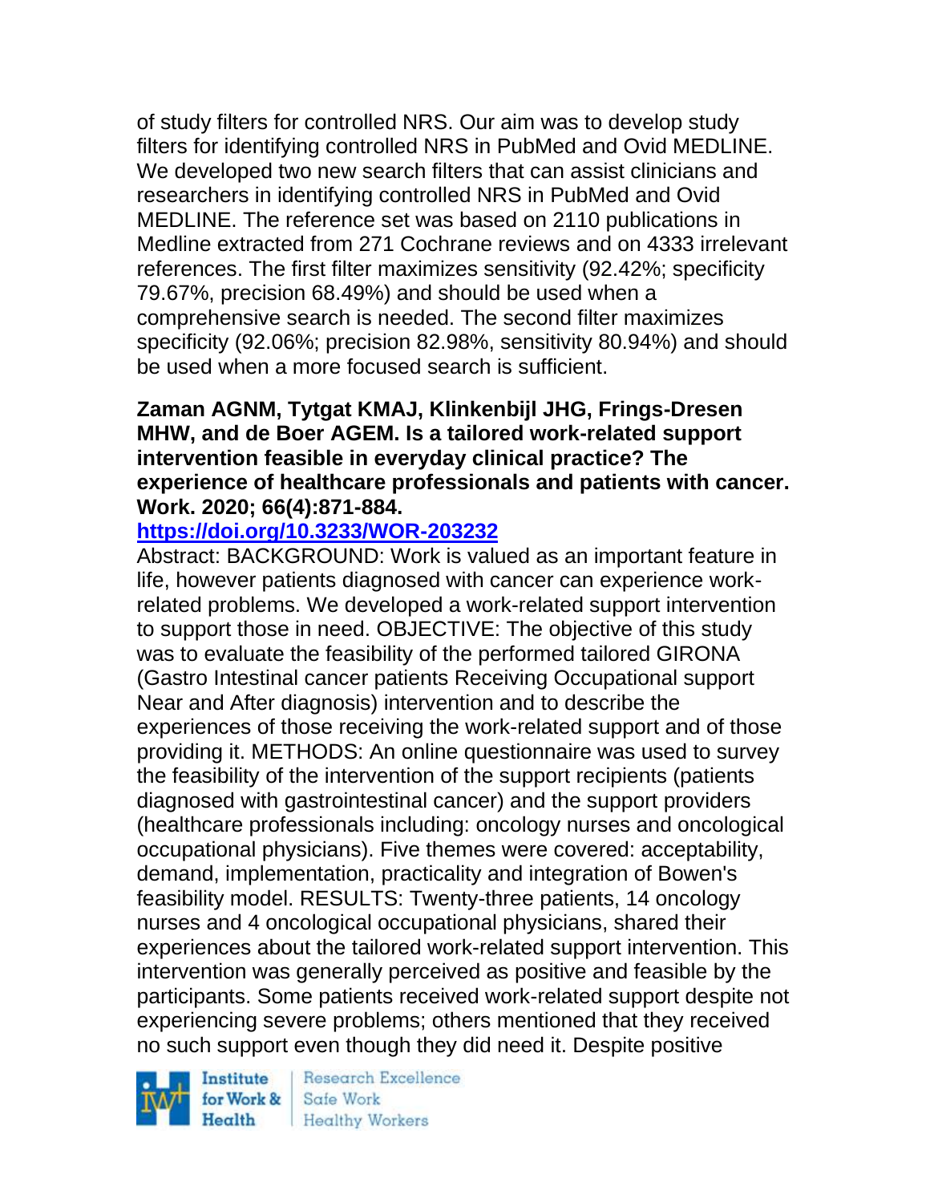of study filters for controlled NRS. Our aim was to develop study filters for identifying controlled NRS in PubMed and Ovid MEDLINE. We developed two new search filters that can assist clinicians and researchers in identifying controlled NRS in PubMed and Ovid MEDLINE. The reference set was based on 2110 publications in Medline extracted from 271 Cochrane reviews and on 4333 irrelevant references. The first filter maximizes sensitivity (92.42%; specificity 79.67%, precision 68.49%) and should be used when a comprehensive search is needed. The second filter maximizes specificity (92.06%; precision 82.98%, sensitivity 80.94%) and should be used when a more focused search is sufficient.

**Zaman AGNM, Tytgat KMAJ, Klinkenbijl JHG, Frings-Dresen MHW, and de Boer AGEM. Is a tailored work-related support intervention feasible in everyday clinical practice? The experience of healthcare professionals and patients with cancer. Work. 2020; 66(4):871-884.**

**https://doi.org/10.3233/WOR-203232**

Abstract: BACKGROUND: Work is valued as an important feature in life, however patients diagnosed with cancer can experience work-related problems. We developed a work-related support intervention to support those in need. OBJECTIVE: The objective of this study was to evaluate the feasibility of the performed tailored GIRONA (Gastro Intestinal cancer patients Receiving Occupational support Near and After diagnosis) intervention and to describe the experiences of those receiving the work-related support and of those providing it. METHODS: An online questionnaire was used to survey the feasibility of the intervention of the support recipients (patients diagnosed with gastrointestinal cancer) and the support providers (healthcare professionals including: oncology nurses and oncological occupational physicians). Five themes were covered: acceptability, demand, implementation, practicality and integration of Bowen's feasibility model. RESULTS: Twenty-three patients, 14 oncology nurses and 4 oncological occupational physicians, shared their experiences about the tailored work-related support intervention. This intervention was generally perceived as positive and feasible by the participants. Some patients received work-related support despite not experiencing severe problems; others mentioned that they received no such support even though they did need it. Despite positive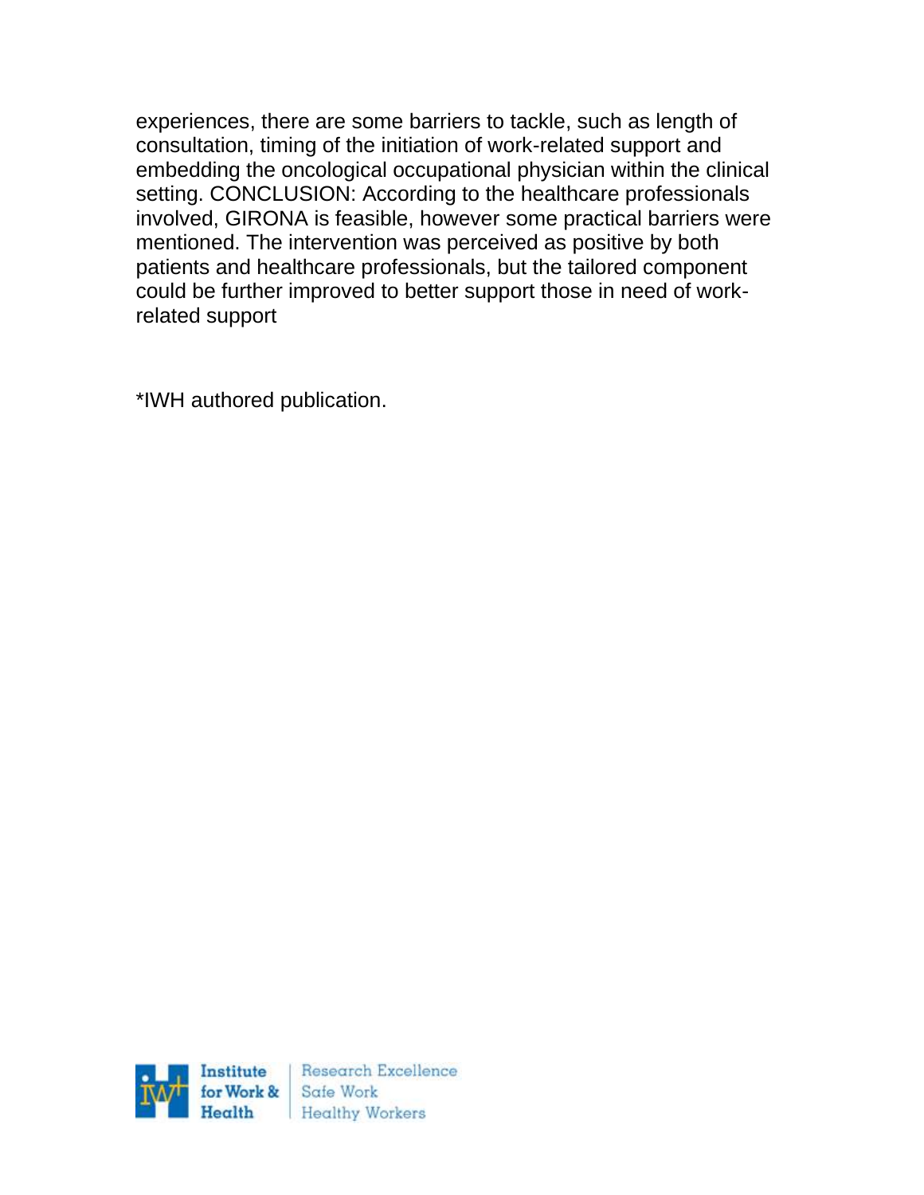experiences, there are some barriers to tackle, such as length of consultation, timing of the initiation of work-related support and embedding the oncological occupational physician within the clinical setting. CONCLUSION: According to the healthcare professionals involved, GIRONA is feasible, however some practical barriers were mentioned. The intervention was perceived as positive by both patients and healthcare professionals, but the tailored component could be further improved to better support those in need of work-related support

*IWH authored publication.